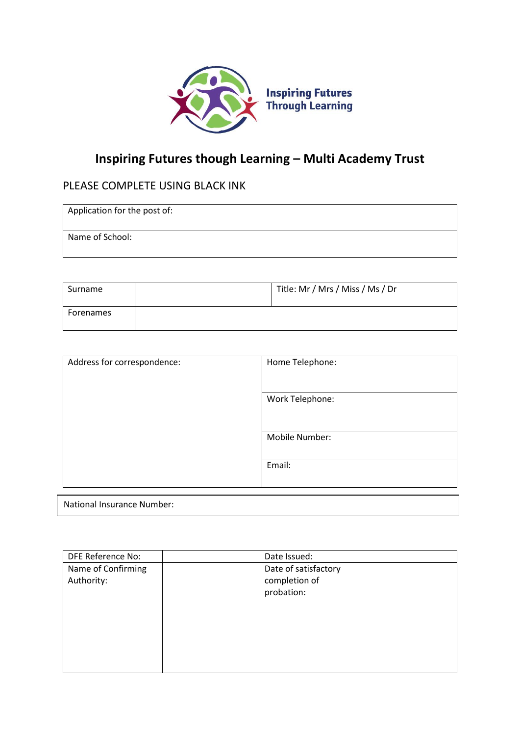Inspiring Futures Through Learning

# Inspiring Futures though Learning – Multi Academy Trust

PLEASE COMPLETE USING BLACK INK

| Application for the post of: |
|---|
| Name of School: |

| Surname | | Title: Mr / Mrs / Miss / Ms / Dr |
|---|---|---|
| Forenames | | |

| Address for correspondence: | Home Telephone: |
|---|---|
| | Work Telephone: |
| | Mobile Number: |
| | Email: |

| National Insurance Number: | |
|---|---|

| DFE Reference No: | | Date Issued: | |
|---|---|---|---|
| Name of Confirming Authority: | | Date of satisfactory completion of probation: | |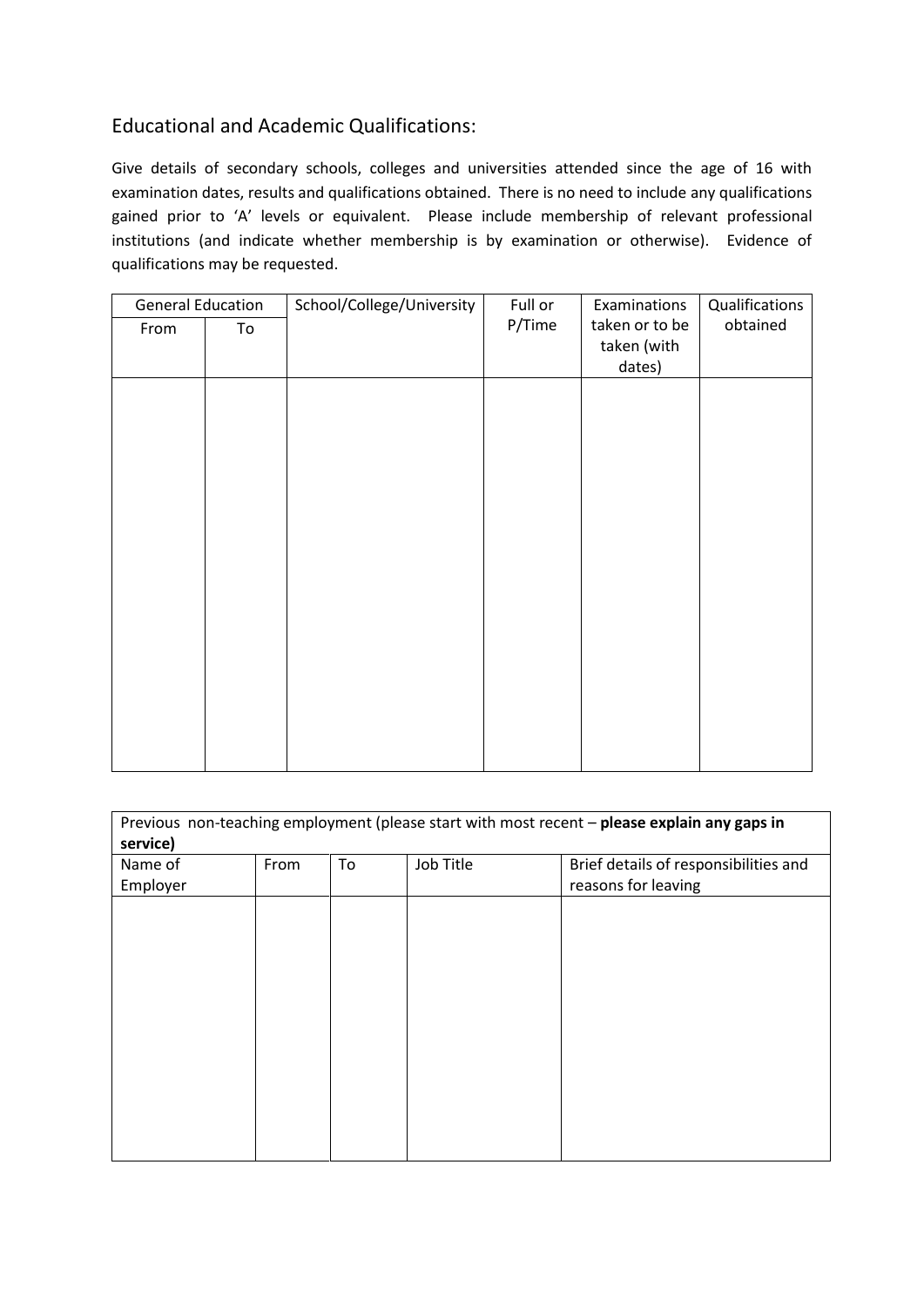## Educational and Academic Qualifications:

Give details of secondary schools, colleges and universities attended since the age of 16 with examination dates, results and qualifications obtained. There is no need to include any qualifications gained prior to 'A' levels or equivalent. Please include membership of relevant professional institutions (and indicate whether membership is by examination or otherwise). Evidence of qualifications may be requested.

| General Education | | School/College/University | Full or P/Time | Examinations taken or to be taken (with dates) | Qualifications obtained |
|---|---|---|---|---|---|
| From | To | | | | |
| | | | | | |

| Previous non-teaching employment (please start with most recent – **please explain any gaps in service)** | | | | |
|---|---|---|---|---|
| Name of Employer | From | To | Job Title | Brief details of responsibilities and reasons for leaving |
| | | | | |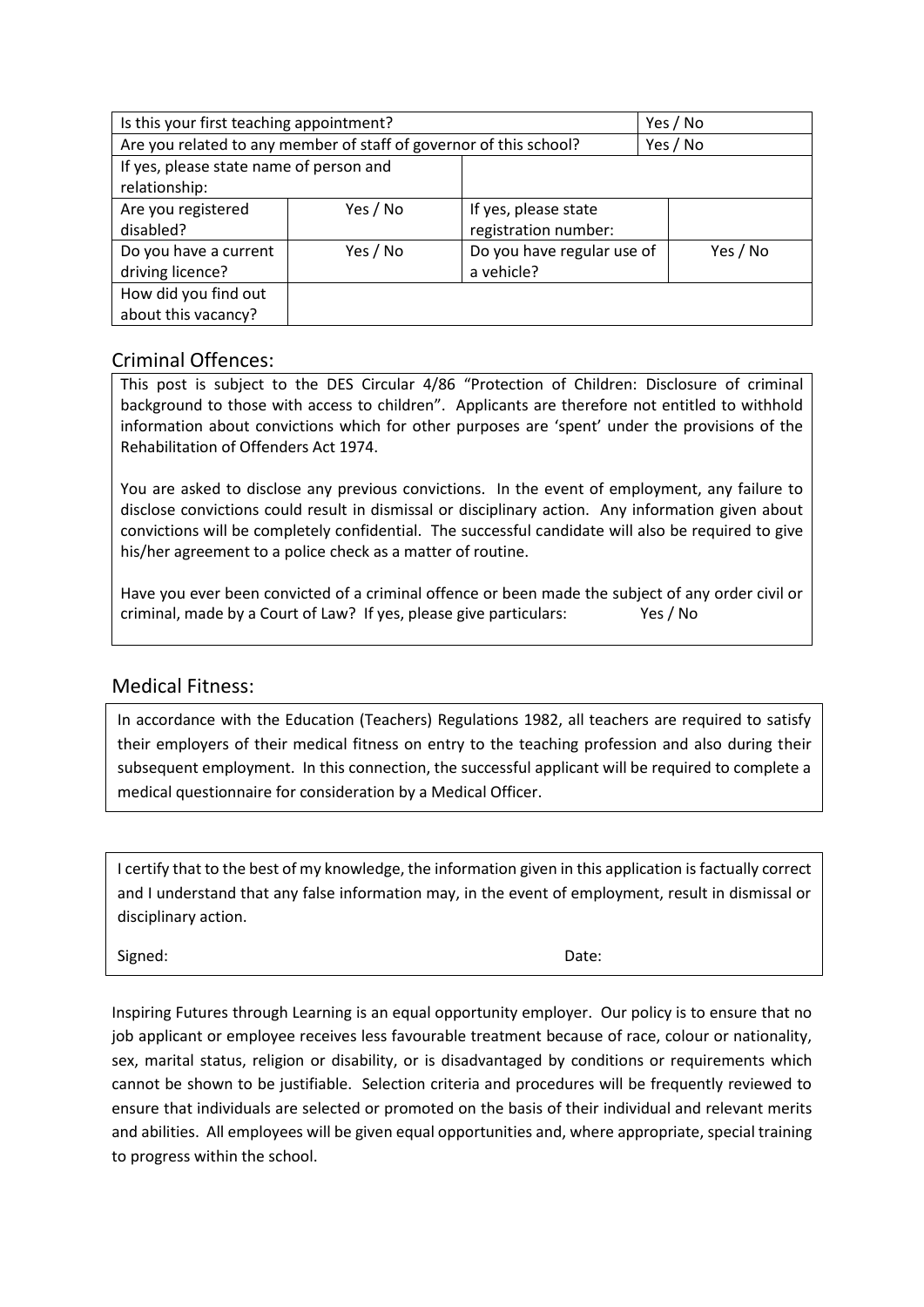| Is this your first teaching appointment? | | | Yes / No |
|---|---|---|---|
| Are you related to any member of staff of governor of this school? | | | Yes / No |
| If yes, please state name of person and relationship: | | | |
| Are you registered disabled? | Yes / No | If yes, please state registration number: | |
| Do you have a current driving licence? | Yes / No | Do you have regular use of a vehicle? | Yes / No |
| How did you find out about this vacancy? | | | |

## Criminal Offences:

This post is subject to the DES Circular 4/86 "Protection of Children: Disclosure of criminal background to those with access to children". Applicants are therefore not entitled to withhold information about convictions which for other purposes are 'spent' under the provisions of the Rehabilitation of Offenders Act 1974.

You are asked to disclose any previous convictions. In the event of employment, any failure to disclose convictions could result in dismissal or disciplinary action. Any information given about convictions will be completely confidential. The successful candidate will also be required to give his/her agreement to a police check as a matter of routine.

Have you ever been convicted of a criminal offence or been made the subject of any order civil or criminal, made by a Court of Law? If yes, please give particulars: Yes / No

## Medical Fitness:

In accordance with the Education (Teachers) Regulations 1982, all teachers are required to satisfy their employers of their medical fitness on entry to the teaching profession and also during their subsequent employment. In this connection, the successful applicant will be required to complete a medical questionnaire for consideration by a Medical Officer.

I certify that to the best of my knowledge, the information given in this application is factually correct and I understand that any false information may, in the event of employment, result in dismissal or disciplinary action.

Signed: Date:

Inspiring Futures through Learning is an equal opportunity employer. Our policy is to ensure that no job applicant or employee receives less favourable treatment because of race, colour or nationality, sex, marital status, religion or disability, or is disadvantaged by conditions or requirements which cannot be shown to be justifiable. Selection criteria and procedures will be frequently reviewed to ensure that individuals are selected or promoted on the basis of their individual and relevant merits and abilities. All employees will be given equal opportunities and, where appropriate, special training to progress within the school.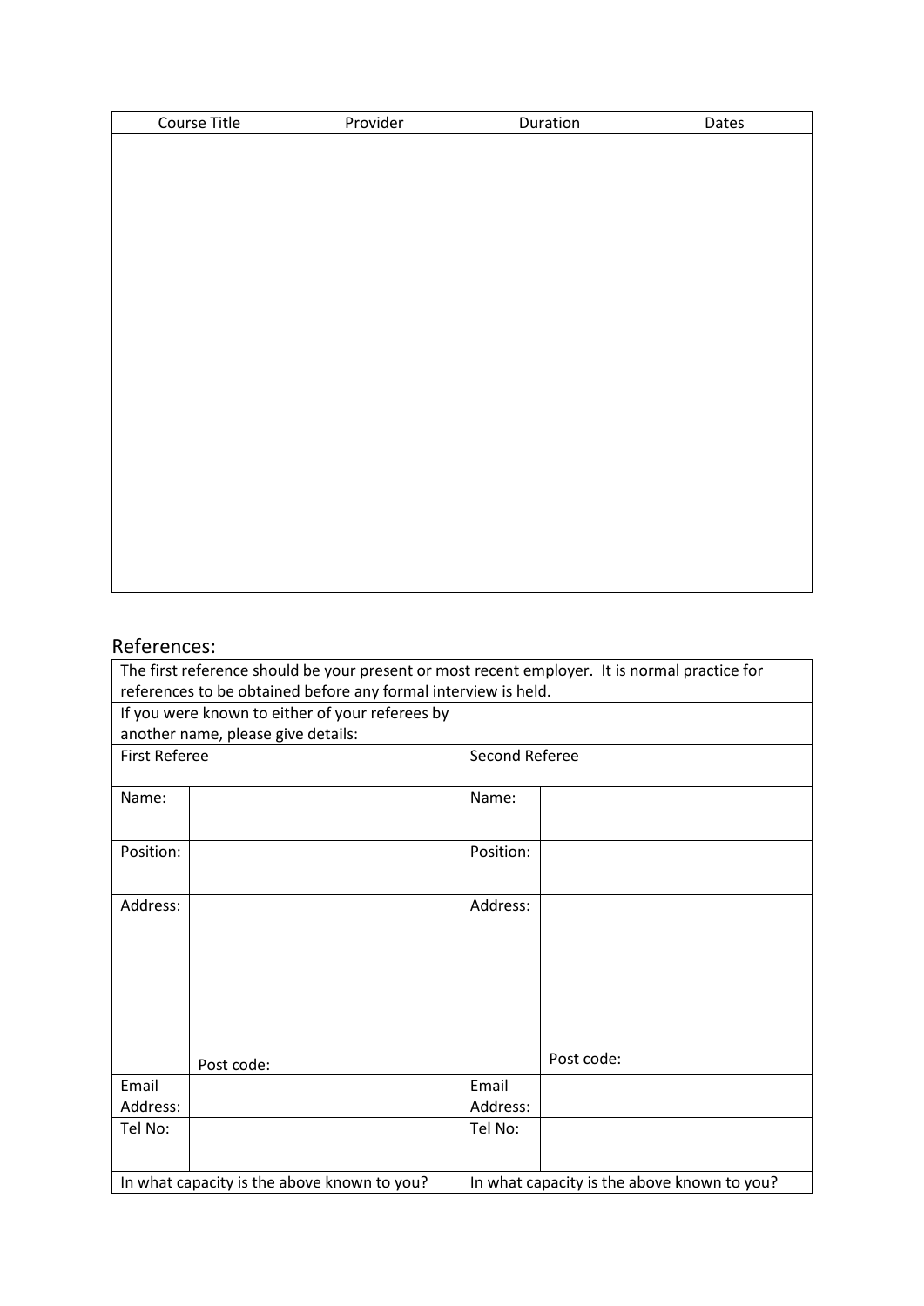| Course Title | Provider | Duration | Dates |
| --- | --- | --- | --- |
| | | | |

## References:

| The first reference should be your present or most recent employer. It is normal practice for references to be obtained before any formal interview is held. | | | |
| --- | --- | --- | --- |
| If you were known to either of your referees by another name, please give details: | | | |
| First Referee | | Second Referee | |
| Name: | | Name: | |
| Position: | | Position: | |
| Address: | Post code: | Address: | Post code: |
| Email Address: | | Email Address: | |
| Tel No: | | Tel No: | |
| In what capacity is the above known to you? | | In what capacity is the above known to you? | |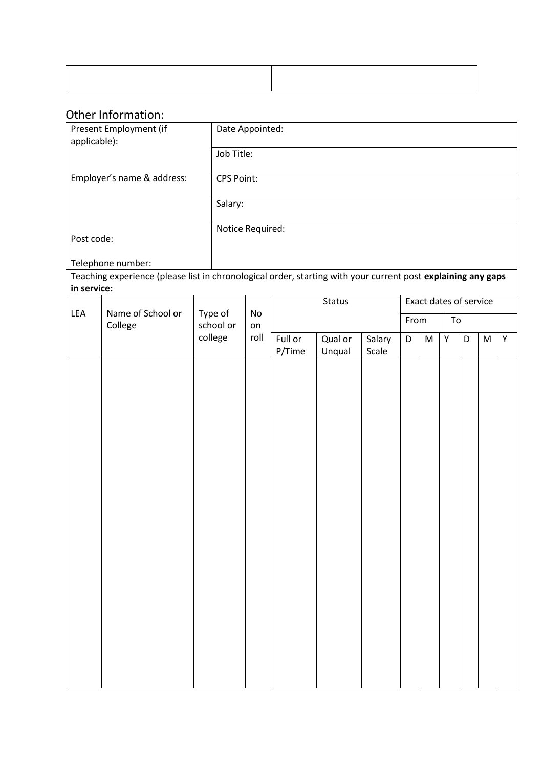| | |
|---|---|
| | |

## Other Information:

| Present Employment (if applicable): | Date Appointed: |
|---|---|
| | Job Title: |
| Employer's name & address: | CPS Point: |
| | Salary: |
| Post code: | Notice Required: |
| Telephone number: | |

Teaching experience (please list in chronological order, starting with your current post **explaining any gaps in service:**

| LEA | Name of School or College | Type of school or college | No on roll | Status | | | Exact dates of service | | | | | |
|---|---|---|---|---|---|---|---|---|---|---|---|---|
| | | | | | | | From | | | To | | |
| | | | | Full or P/Time | Qual or Unqual | Salary Scale | D | M | Y | D | M | Y |
| | | | | | | | | | | | | |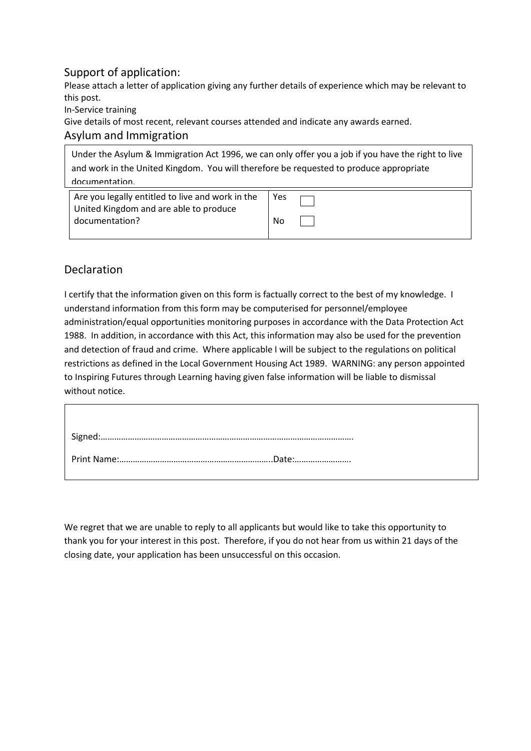## Support of application:

Please attach a letter of application giving any further details of experience which may be relevant to this post.

In-Service training

Give details of most recent, relevant courses attended and indicate any awards earned.

## Asylum and Immigration

Under the Asylum & Immigration Act 1996, we can only offer you a job if you have the right to live and work in the United Kingdom. You will therefore be requested to produce appropriate documentation.

| Are you legally entitled to live and work in the United Kingdom and are able to produce documentation? | Yes ☐<br>No ☐ |
|---|---|

## Declaration

I certify that the information given on this form is factually correct to the best of my knowledge. I understand information from this form may be computerised for personnel/employee administration/equal opportunities monitoring purposes in accordance with the Data Protection Act 1988. In addition, in accordance with this Act, this information may also be used for the prevention and detection of fraud and crime. Where applicable I will be subject to the regulations on political restrictions as defined in the Local Government Housing Act 1989. WARNING: any person appointed to Inspiring Futures through Learning having given false information will be liable to dismissal without notice.

Signed:…………………………………………………………………………………………………….

Print Name:…………………………………………………………..Date:…………………….

We regret that we are unable to reply to all applicants but would like to take this opportunity to thank you for your interest in this post. Therefore, if you do not hear from us within 21 days of the closing date, your application has been unsuccessful on this occasion.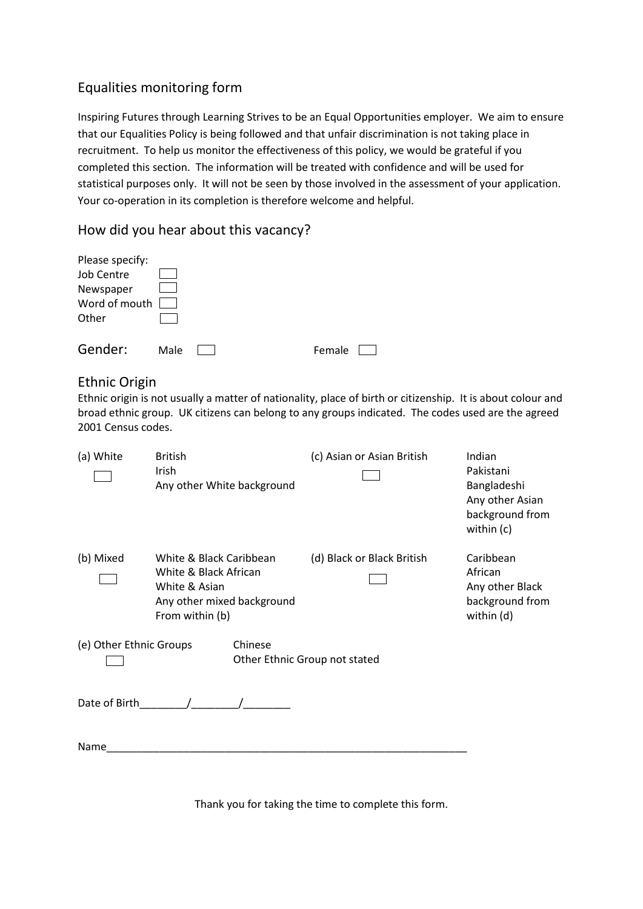## Equalities monitoring form

Inspiring Futures through Learning Strives to be an Equal Opportunities employer. We aim to ensure that our Equalities Policy is being followed and that unfair discrimination is not taking place in recruitment. To help us monitor the effectiveness of this policy, we would be grateful if you completed this section. The information will be treated with confidence and will be used for statistical purposes only. It will not be seen by those involved in the assessment of your application. Your co-operation in its completion is therefore welcome and helpful.

## How did you hear about this vacancy?

Please specify:

- Job Centre ☐
- Newspaper ☐
- Word of mouth ☐
- Other ☐

**Gender:** Male ☐ Female ☐

## Ethnic Origin

Ethnic origin is not usually a matter of nationality, place of birth or citizenship. It is about colour and broad ethnic group. UK citizens can belong to any groups indicated. The codes used are the agreed 2001 Census codes.

| | | | |
|---|---|---|---|
| (a) White ☐ | British<br>Irish<br>Any other White background | (c) Asian or Asian British ☐ | Indian<br>Pakistani<br>Bangladeshi<br>Any other Asian background from within (c) |
| (b) Mixed ☐ | White & Black Caribbean<br>White & Black African<br>White & Asian<br>Any other mixed background From within (b) | (d) Black or Black British ☐ | Caribbean<br>African<br>Any other Black background from within (d) |
| (e) Other Ethnic Groups ☐ | Chinese<br>Other Ethnic Group not stated | | |

Date of Birth________/________/________

Name_______________________________________________________________

Thank you for taking the time to complete this form.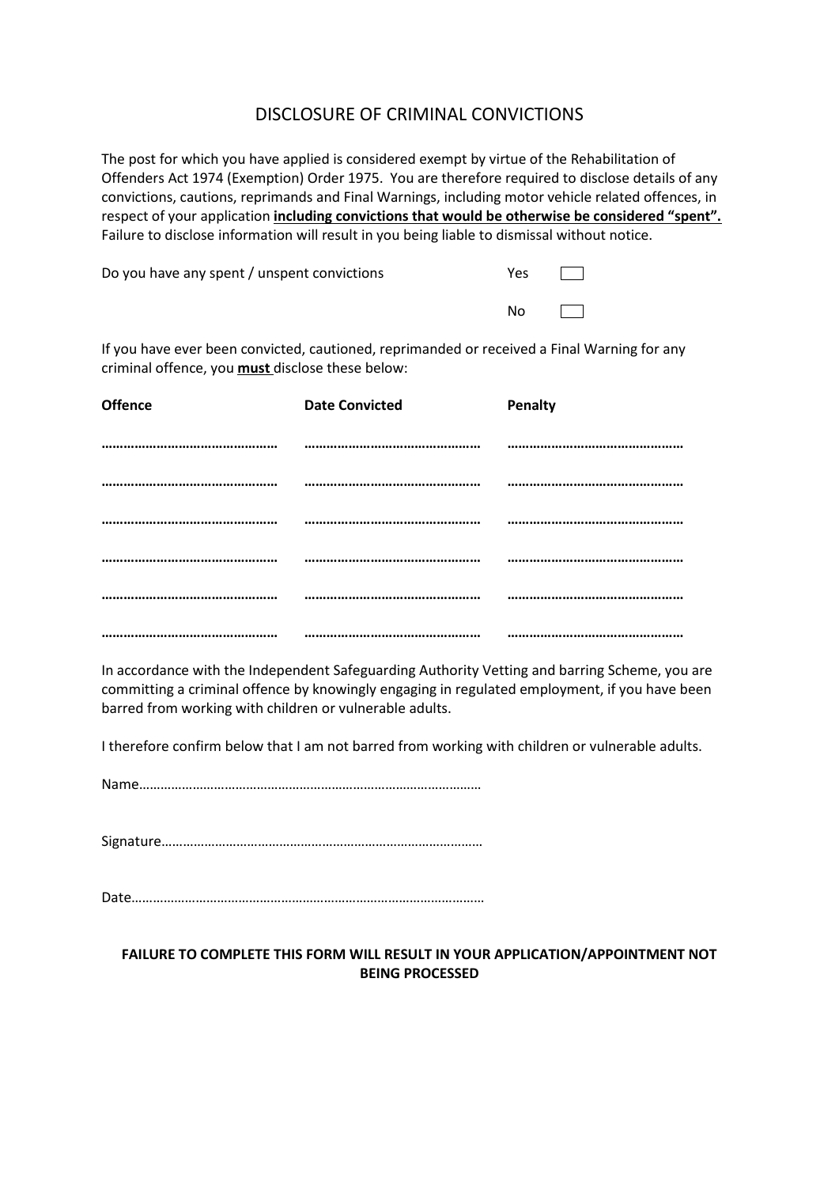# DISCLOSURE OF CRIMINAL CONVICTIONS

The post for which you have applied is considered exempt by virtue of the Rehabilitation of Offenders Act 1974 (Exemption) Order 1975. You are therefore required to disclose details of any convictions, cautions, reprimands and Final Warnings, including motor vehicle related offences, in respect of your application **including convictions that would be otherwise be considered "spent".** Failure to disclose information will result in you being liable to dismissal without notice.

Do you have any spent / unspent convictions Yes ☐

No ☐

If you have ever been convicted, cautioned, reprimanded or received a Final Warning for any criminal offence, you **must** disclose these below:

| Offence | Date Convicted | Penalty |
|---|---|---|
| ……………………………………… | ……………………………………… | ……………………………………… |
| ……………………………………… | ……………………………………… | ……………………………………… |
| ……………………………………… | ……………………………………… | ……………………………………… |
| ……………………………………… | ……………………………………… | ……………………………………… |
| ……………………………………… | ……………………………………… | ……………………………………… |
| ……………………………………… | ……………………………………… | ……………………………………… |

In accordance with the Independent Safeguarding Authority Vetting and barring Scheme, you are committing a criminal offence by knowingly engaging in regulated employment, if you have been barred from working with children or vulnerable adults.

I therefore confirm below that I am not barred from working with children or vulnerable adults.

Name…………………………………………………………………………………

Signature……………………………………………………………………………

Date……………………………………………………………………………………

**FAILURE TO COMPLETE THIS FORM WILL RESULT IN YOUR APPLICATION/APPOINTMENT NOT BEING PROCESSED**